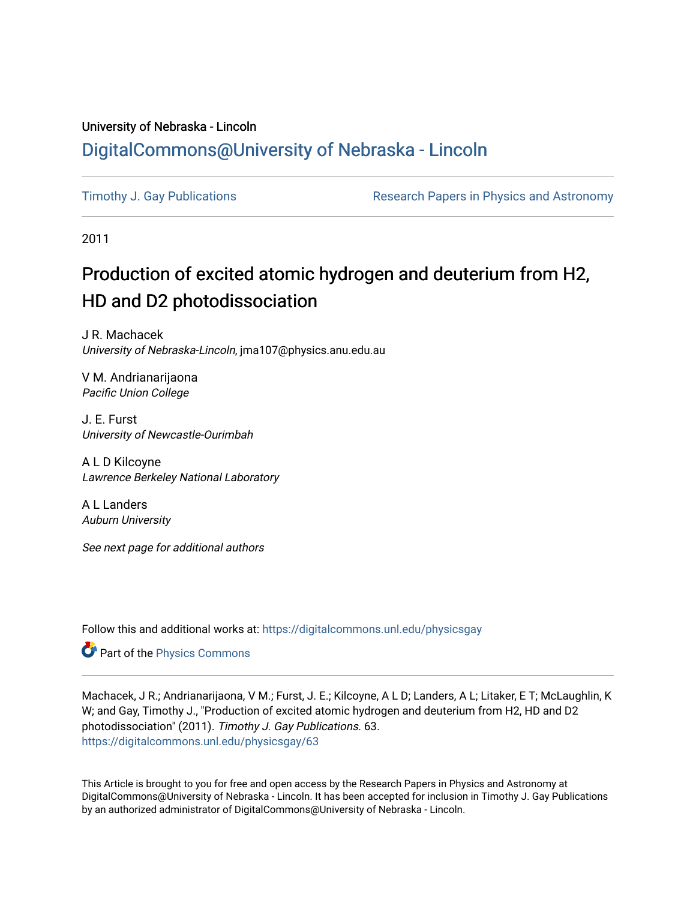University of Nebraska - Lincoln

## DigitalCommons@University of Nebraska - Lincoln

Timothy J. Gay Publications

Research Papers in Physics and Astronomy

2011

# Production of excited atomic hydrogen and deuterium from H2, HD and D2 photodissociation

J R. Machacek
*University of Nebraska-Lincoln*, jma107@physics.anu.edu.au

V M. Andrianarijaona
*Pacific Union College*

J. E. Furst
*University of Newcastle-Ourimbah*

A L D Kilcoyne
*Lawrence Berkeley National Laboratory*

A L Landers
*Auburn University*

*See next page for additional authors*

Follow this and additional works at: https://digitalcommons.unl.edu/physicsgay

Part of the Physics Commons

Machacek, J R.; Andrianarijaona, V M.; Furst, J. E.; Kilcoyne, A L D; Landers, A L; Litaker, E T; McLaughlin, K W; and Gay, Timothy J., "Production of excited atomic hydrogen and deuterium from H2, HD and D2 photodissociation" (2011). *Timothy J. Gay Publications*. 63.
https://digitalcommons.unl.edu/physicsgay/63

This Article is brought to you for free and open access by the Research Papers in Physics and Astronomy at DigitalCommons@University of Nebraska - Lincoln. It has been accepted for inclusion in Timothy J. Gay Publications by an authorized administrator of DigitalCommons@University of Nebraska - Lincoln.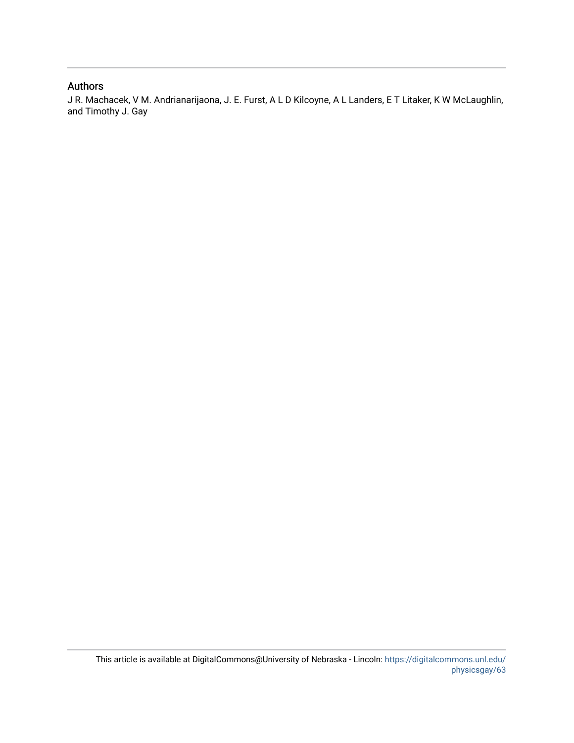## Authors

J R. Machacek, V M. Andrianarijaona, J. E. Furst, A L D Kilcoyne, A L Landers, E T Litaker, K W McLaughlin, and Timothy J. Gay

This article is available at DigitalCommons@University of Nebraska - Lincoln: https://digitalcommons.unl.edu/physicsgay/63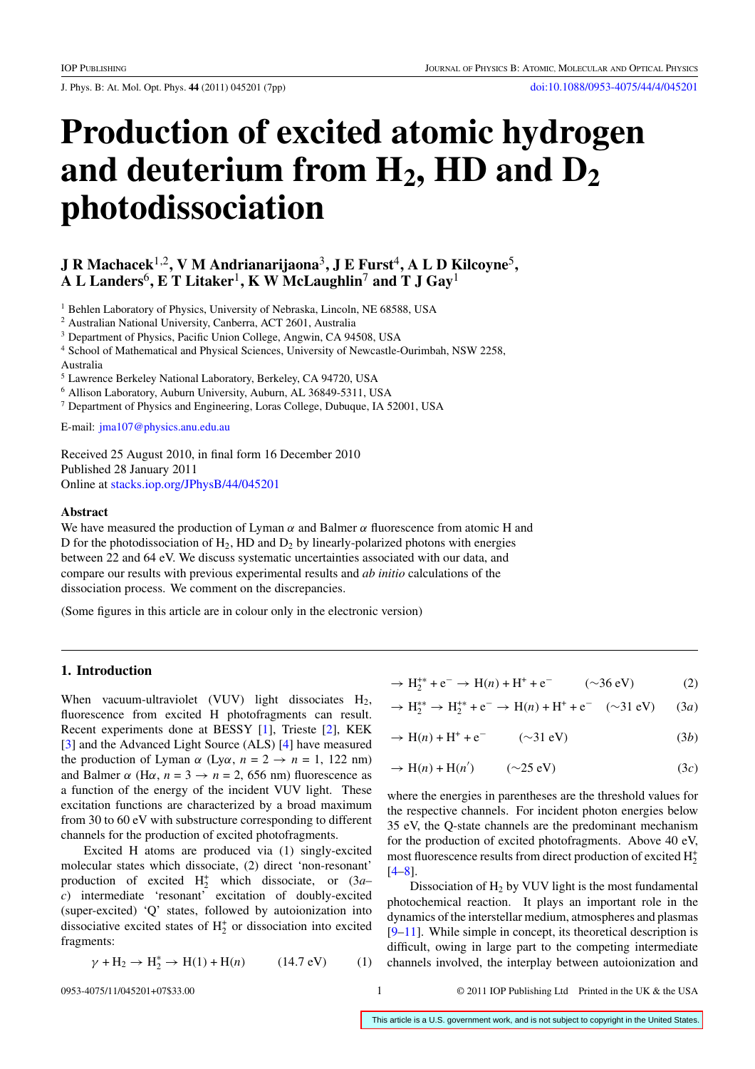# Production of excited atomic hydrogen and deuterium from $H_2$, HD and $D_2$ photodissociation

**J R Machacek**[1,2], **V M Andrianarijaona**[3], **J E Furst**[4], **A L D Kilcoyne**[5], **A L Landers**[6], **E T Litaker**[1], **K W McLaughlin**[7] **and T J Gay**[1]

[1] Behlen Laboratory of Physics, University of Nebraska, Lincoln, NE 68588, USA
[2] Australian National University, Canberra, ACT 2601, Australia
[3] Department of Physics, Pacific Union College, Angwin, CA 94508, USA
[4] School of Mathematical and Physical Sciences, University of Newcastle-Ourimbah, NSW 2258, Australia
[5] Lawrence Berkeley National Laboratory, Berkeley, CA 94720, USA
[6] Allison Laboratory, Auburn University, Auburn, AL 36849-5311, USA
[7] Department of Physics and Engineering, Loras College, Dubuque, IA 52001, USA

E-mail: jma107@physics.anu.edu.au

Received 25 August 2010, in final form 16 December 2010
Published 28 January 2011
Online at stacks.iop.org/JPhysB/44/045201

### Abstract

We have measured the production of Lyman $\alpha$ and Balmer $\alpha$ fluorescence from atomic H and D for the photodissociation of $H_2$, HD and $D_2$ by linearly-polarized photons with energies between 22 and 64 eV. We discuss systematic uncertainties associated with our data, and compare our results with previous experimental results and *ab initio* calculations of the dissociation process. We comment on the discrepancies.

(Some figures in this article are in colour only in the electronic version)

## 1. Introduction

When vacuum-ultraviolet (VUV) light dissociates $H_2$, fluorescence from excited H photofragments can result. Recent experiments done at BESSY [1], Trieste [2], KEK [3] and the Advanced Light Source (ALS) [4] have measured the production of Lyman $\alpha$ (Ly$\alpha$, $n = 2 \rightarrow n = 1$, 122 nm) and Balmer $\alpha$ (H$\alpha$, $n = 3 \rightarrow n = 2$, 656 nm) fluorescence as a function of the energy of the incident VUV light. These excitation functions are characterized by a broad maximum from 30 to 60 eV with substructure corresponding to different channels for the production of excited photofragments.

Excited H atoms are produced via (1) singly-excited molecular states which dissociate, (2) direct 'non-resonant' production of excited $H_2^+$ which dissociate, or (3*a*–*c*) intermediate 'resonant' excitation of doubly-excited (super-excited) 'Q' states, followed by autoionization into dissociative excited states of $H_2^+$ or dissociation into excited fragments:

$$\gamma + H_2 \rightarrow H_2^* \rightarrow H(1) + H(n) \qquad (14.7\text{ eV}) \qquad (1)$$

$$\rightarrow H_2^{+*} + e^- \rightarrow H(n) + H^+ + e^- \qquad (\sim 36\text{ eV}) \qquad (2)$$

$$\rightarrow H_2^{**} \rightarrow H_2^{+*} + e^- \rightarrow H(n) + H^+ + e^- \quad (\sim 31\text{ eV}) \qquad (3a)$$

$$\rightarrow H(n) + H^+ + e^- \qquad (\sim 31\text{ eV}) \qquad (3b)$$

$$\rightarrow H(n) + H(n') \qquad (\sim 25\text{ eV}) \qquad (3c)$$

where the energies in parentheses are the threshold values for the respective channels. For incident photon energies below 35 eV, the Q-state channels are the predominant mechanism for the production of excited photofragments. Above 40 eV, most fluorescence results from direct production of excited $H_2^+$ [4–8].

Dissociation of $H_2$ by VUV light is the most fundamental photochemical reaction. It plays an important role in the dynamics of the interstellar medium, atmospheres and plasmas [9–11]. While simple in concept, its theoretical description is difficult, owing in large part to the competing intermediate channels involved, the interplay between autoionization and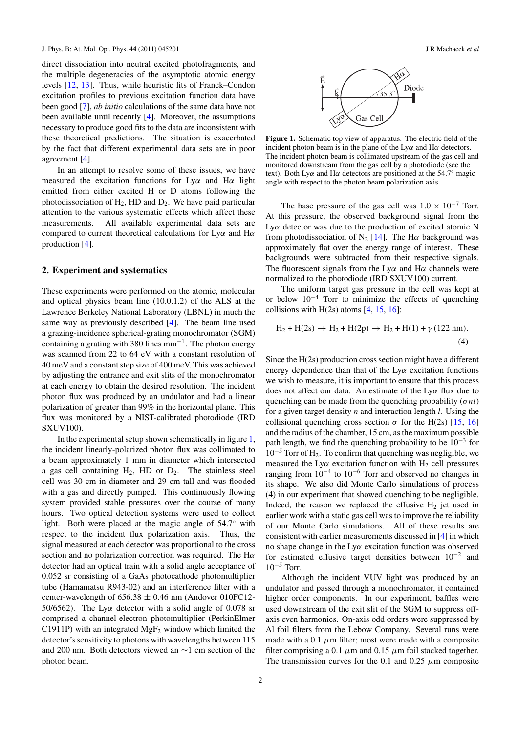direct dissociation into neutral excited photofragments, and the multiple degeneracies of the asymptotic atomic energy levels [12, 13]. Thus, while heuristic fits of Franck–Condon excitation profiles to previous excitation function data have been good [7], *ab initio* calculations of the same data have not been available until recently [4]. Moreover, the assumptions necessary to produce good fits to the data are inconsistent with these theoretical predictions. The situation is exacerbated by the fact that different experimental data sets are in poor agreement [4].

In an attempt to resolve some of these issues, we have measured the excitation functions for Ly$\alpha$ and H$\alpha$ light emitted from either excited H or D atoms following the photodissociation of $H_2$, HD and $D_2$. We have paid particular attention to the various systematic effects which affect these measurements. All available experimental data sets are compared to current theoretical calculations for Ly$\alpha$ and H$\alpha$ production [4].

## 2. Experiment and systematics

These experiments were performed on the atomic, molecular and optical physics beam line (10.0.1.2) of the ALS at the Lawrence Berkeley National Laboratory (LBNL) in much the same way as previously described [4]. The beam line used a grazing-incidence spherical-grating monochromator (SGM) containing a grating with 380 lines $mm^{-1}$. The photon energy was scanned from 22 to 64 eV with a constant resolution of 40 meV and a constant step size of 400 meV. This was achieved by adjusting the entrance and exit slits of the monochromator at each energy to obtain the desired resolution. The incident photon flux was produced by an undulator and had a linear polarization of greater than 99% in the horizontal plane. This flux was monitored by a NIST-calibrated photodiode (IRD SXUV100).

In the experimental setup shown schematically in figure 1, the incident linearly-polarized photon flux was collimated to a beam approximately 1 mm in diameter which intersected a gas cell containing $H_2$, HD or $D_2$. The stainless steel cell was 30 cm in diameter and 29 cm tall and was flooded with a gas and directly pumped. This continuously flowing system provided stable pressures over the course of many hours. Two optical detection systems were used to collect light. Both were placed at the magic angle of 54.7° with respect to the incident flux polarization axis. Thus, the signal measured at each detector was proportional to the cross section and no polarization correction was required. The H$\alpha$ detector had an optical train with a solid angle acceptance of 0.052 sr consisting of a GaAs photocathode photomultiplier tube (Hamamatsu R943-02) and an interference filter with a center-wavelength of 656.38 ± 0.46 nm (Andover 010FC12-50/6562). The Ly$\alpha$ detector with a solid angle of 0.078 sr comprised a channel-electron photomultiplier (PerkinElmer C1911P) with an integrated $MgF_2$ window which limited the detector's sensitivity to photons with wavelengths between 115 and 200 nm. Both detectors viewed an ∼1 cm section of the photon beam.

**Figure 1.** Schematic top view of apparatus. The electric field of the incident photon beam is in the plane of the Ly$\alpha$ and H$\alpha$ detectors. The incident photon beam is collimated upstream of the gas cell and monitored downstream from the gas cell by a photodiode (see the text). Both Ly$\alpha$ and H$\alpha$ detectors are positioned at the 54.7° magic angle with respect to the photon beam polarization axis.

The base pressure of the gas cell was $1.0 \times 10^{-7}$ Torr. At this pressure, the observed background signal from the Ly$\alpha$ detector was due to the production of excited atomic N from photodissociation of $N_2$ [14]. The H$\alpha$ background was approximately flat over the energy range of interest. These backgrounds were subtracted from their respective signals. The fluorescent signals from the Ly$\alpha$ and H$\alpha$ channels were normalized to the photodiode (IRD SXUV100) current.

The uniform target gas pressure in the cell was kept at or below $10^{-4}$ Torr to minimize the effects of quenching collisions with H(2s) atoms [4, 15, 16]:

$$H_2 + H(2s) \rightarrow H_2 + H(2p) \rightarrow H_2 + H(1) + \gamma\,(122\text{ nm}). \tag{4}$$

Since the H(2s) production cross section might have a different energy dependence than that of the Ly$\alpha$ excitation functions we wish to measure, it is important to ensure that this process does not affect our data. An estimate of the Ly$\alpha$ flux due to quenching can be made from the quenching probability $(\sigma n l)$ for a given target density $n$ and interaction length $l$. Using the collisional quenching cross section $\sigma$ for the H(2s) [15, 16] and the radius of the chamber, 15 cm, as the maximum possible path length, we find the quenching probability to be $10^{-3}$ for $10^{-5}$ Torr of $H_2$. To confirm that quenching was negligible, we measured the Ly$\alpha$ excitation function with $H_2$ cell pressures ranging from $10^{-4}$ to $10^{-6}$ Torr and observed no changes in its shape. We also did Monte Carlo simulations of process (4) in our experiment that showed quenching to be negligible. Indeed, the reason we replaced the effusive $H_2$ jet used in earlier work with a static gas cell was to improve the reliability of our Monte Carlo simulations. All of these results are consistent with earlier measurements discussed in [4] in which no shape change in the Ly$\alpha$ excitation function was observed for estimated effusive target densities between $10^{-2}$ and $10^{-5}$ Torr.

Although the incident VUV light was produced by an undulator and passed through a monochromator, it contained higher order components. In our experiment, baffles were used downstream of the exit slit of the SGM to suppress off-axis even harmonics. On-axis odd orders were suppressed by Al foil filters from the Lebow Company. Several runs were made with a 0.1 $\mu$m filter; most were made with a composite filter comprising a 0.1 $\mu$m and 0.15 $\mu$m foil stacked together. The transmission curves for the 0.1 and 0.25 $\mu$m composite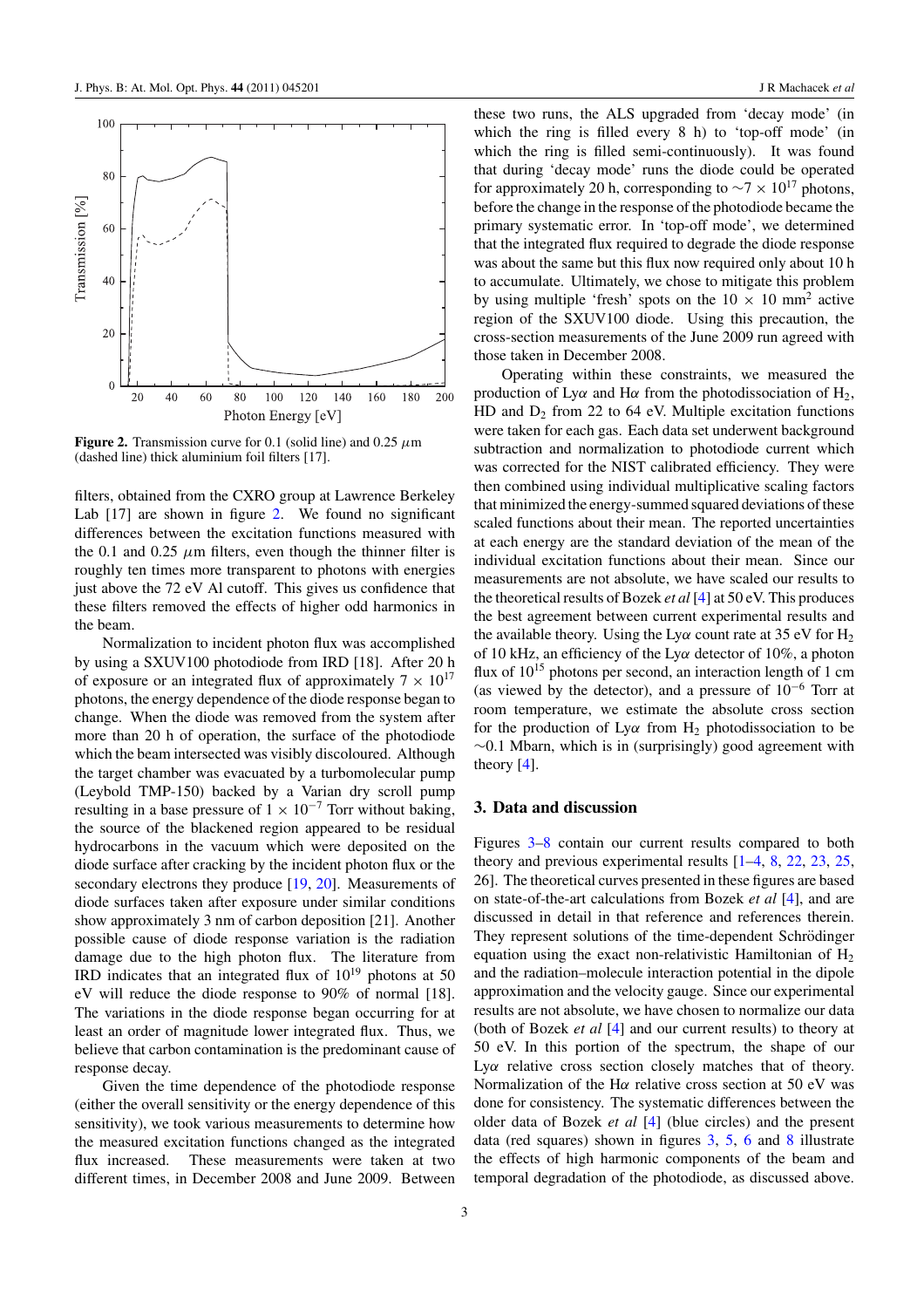Figure 2. Transmission curve for 0.1 (solid line) and 0.25 $\mu$m (dashed line) thick aluminium foil filters [17].

filters, obtained from the CXRO group at Lawrence Berkeley Lab [17] are shown in figure 2. We found no significant differences between the excitation functions measured with the 0.1 and 0.25 $\mu$m filters, even though the thinner filter is roughly ten times more transparent to photons with energies just above the 72 eV Al cutoff. This gives us confidence that these filters removed the effects of higher odd harmonics in the beam.

Normalization to incident photon flux was accomplished by using a SXUV100 photodiode from IRD [18]. After 20 h of exposure or an integrated flux of approximately $7 \times 10^{17}$ photons, the energy dependence of the diode response began to change. When the diode was removed from the system after more than 20 h of operation, the surface of the photodiode which the beam intersected was visibly discoloured. Although the target chamber was evacuated by a turbomolecular pump (Leybold TMP-150) backed by a Varian dry scroll pump resulting in a base pressure of $1 \times 10^{-7}$ Torr without baking, the source of the blackened region appeared to be residual hydrocarbons in the vacuum which were deposited on the diode surface after cracking by the incident photon flux or the secondary electrons they produce [19, 20]. Measurements of diode surfaces taken after exposure under similar conditions show approximately 3 nm of carbon deposition [21]. Another possible cause of diode response variation is the radiation damage due to the high photon flux. The literature from IRD indicates that an integrated flux of $10^{19}$ photons at 50 eV will reduce the diode response to 90% of normal [18]. The variations in the diode response began occurring for at least an order of magnitude lower integrated flux. Thus, we believe that carbon contamination is the predominant cause of response decay.

Given the time dependence of the photodiode response (either the overall sensitivity or the energy dependence of this sensitivity), we took various measurements to determine how the measured excitation functions changed as the integrated flux increased. These measurements were taken at two different times, in December 2008 and June 2009. Between these two runs, the ALS upgraded from 'decay mode' (in which the ring is filled every 8 h) to 'top-off mode' (in which the ring is filled semi-continuously). It was found that during 'decay mode' runs the diode could be operated for approximately 20 h, corresponding to $\sim 7 \times 10^{17}$ photons, before the change in the response of the photodiode became the primary systematic error. In 'top-off mode', we determined that the integrated flux required to degrade the diode response was about the same but this flux now required only about 10 h to accumulate. Ultimately, we chose to mitigate this problem by using multiple 'fresh' spots on the $10 \times 10$ mm$^2$ active region of the SXUV100 diode. Using this precaution, the cross-section measurements of the June 2009 run agreed with those taken in December 2008.

Operating within these constraints, we measured the production of Ly$\alpha$ and H$\alpha$ from the photodissociation of $H_2$, HD and $D_2$ from 22 to 64 eV. Multiple excitation functions were taken for each gas. Each data set underwent background subtraction and normalization to photodiode current which was corrected for the NIST calibrated efficiency. They were then combined using individual multiplicative scaling factors that minimized the energy-summed squared deviations of these scaled functions about their mean. The reported uncertainties at each energy are the standard deviation of the mean of the individual excitation functions about their mean. Since our measurements are not absolute, we have scaled our results to the theoretical results of Bozek *et al* [4] at 50 eV. This produces the best agreement between current experimental results and the available theory. Using the Ly$\alpha$ count rate at 35 eV for $H_2$ of 10 kHz, an efficiency of the Ly$\alpha$ detector of 10%, a photon flux of $10^{15}$ photons per second, an interaction length of 1 cm (as viewed by the detector), and a pressure of $10^{-6}$ Torr at room temperature, we estimate the absolute cross section for the production of Ly$\alpha$ from $H_2$ photodissociation to be $\sim$0.1 Mbarn, which is in (surprisingly) good agreement with theory [4].

## 3. Data and discussion

Figures 3–8 contain our current results compared to both theory and previous experimental results [1–4, 8, 22, 23, 25, 26]. The theoretical curves presented in these figures are based on state-of-the-art calculations from Bozek *et al* [4], and are discussed in detail in that reference and references therein. They represent solutions of the time-dependent Schrödinger equation using the exact non-relativistic Hamiltonian of $H_2$ and the radiation–molecule interaction potential in the dipole approximation and the velocity gauge. Since our experimental results are not absolute, we have chosen to normalize our data (both of Bozek *et al* [4] and our current results) to theory at 50 eV. In this portion of the spectrum, the shape of our Ly$\alpha$ relative cross section closely matches that of theory. Normalization of the H$\alpha$ relative cross section at 50 eV was done for consistency. The systematic differences between the older data of Bozek *et al* [4] (blue circles) and the present data (red squares) shown in figures 3, 5, 6 and 8 illustrate the effects of high harmonic components of the beam and temporal degradation of the photodiode, as discussed above.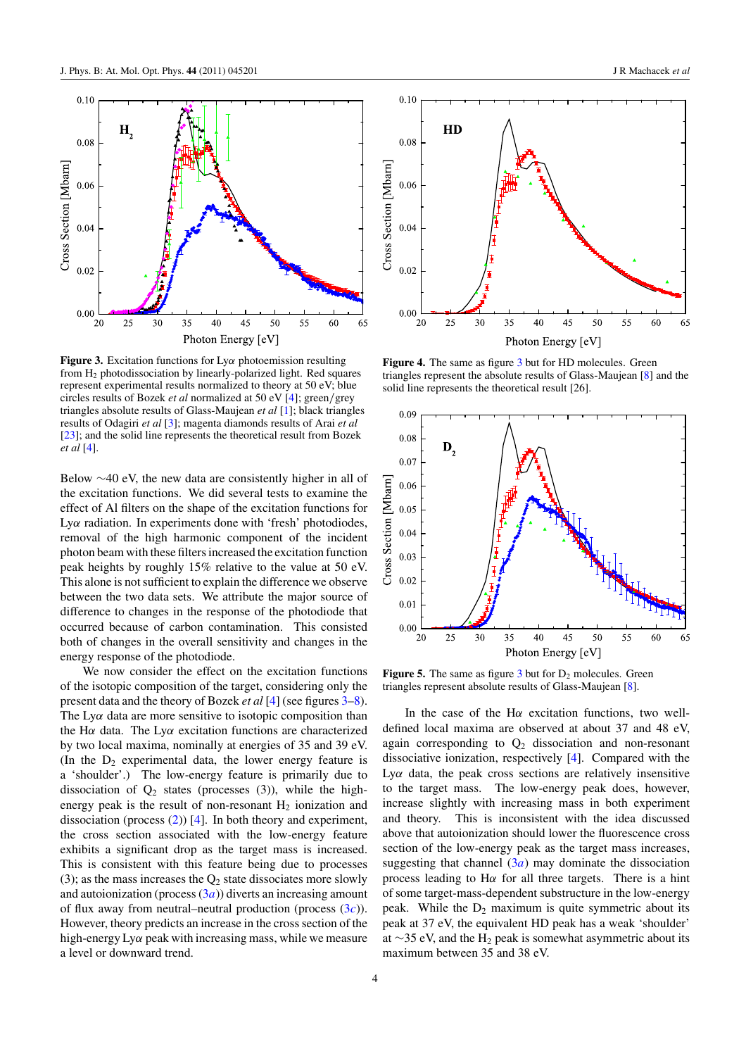**Figure 3.** Excitation functions for Ly$\alpha$ photoemission resulting from $H_2$ photodissociation by linearly-polarized light. Red squares represent experimental results normalized to theory at 50 eV; blue circles results of Bozek *et al* [4] normalized at 50 eV [4]; green/grey triangles absolute results of Glass-Maujean *et al* [1]; black triangles results of Odagiri *et al* [3]; magenta diamonds results of Arai *et al* [23]; and the solid line represents the theoretical result from Bozek *et al* [4].

**Figure 4.** The same as figure 3 but for HD molecules. Green triangles represent the absolute results of Glass-Maujean [8] and the solid line represents the theoretical result [26].

**Figure 5.** The same as figure 3 but for $D_2$ molecules. Green triangles represent absolute results of Glass-Maujean [8].

Below ~40 eV, the new data are consistently higher in all of the excitation functions. We did several tests to examine the effect of Al filters on the shape of the excitation functions for Ly$\alpha$ radiation. In experiments done with 'fresh' photodiodes, removal of the high harmonic component of the incident photon beam with these filters increased the excitation function peak heights by roughly 15% relative to the value at 50 eV. This alone is not sufficient to explain the difference we observe between the two data sets. We attribute the major source of difference to changes in the response of the photodiode that occurred because of carbon contamination. This consisted both of changes in the overall sensitivity and changes in the energy response of the photodiode.

We now consider the effect on the excitation functions of the isotopic composition of the target, considering only the present data and the theory of Bozek *et al* [4] (see figures 3–8). The Ly$\alpha$ data are more sensitive to isotopic composition than the H$\alpha$ data. The Ly$\alpha$ excitation functions are characterized by two local maxima, nominally at energies of 35 and 39 eV. (In the $D_2$ experimental data, the lower energy feature is a 'shoulder'.) The low-energy feature is primarily due to dissociation of $Q_2$ states (processes (3)), while the high-energy peak is the result of non-resonant $H_2$ ionization and dissociation (process (2)) [4]. In both theory and experiment, the cross section associated with the low-energy feature exhibits a significant drop as the target mass is increased. This is consistent with this feature being due to processes (3); as the mass increases the $Q_2$ state dissociates more slowly and autoionization (process (3*a*)) diverts an increasing amount of flux away from neutral–neutral production (process (3*c*)). However, theory predicts an increase in the cross section of the high-energy Ly$\alpha$ peak with increasing mass, while we measure a level or downward trend.

In the case of the H$\alpha$ excitation functions, two well-defined local maxima are observed at about 37 and 48 eV, again corresponding to $Q_2$ dissociation and non-resonant dissociative ionization, respectively [4]. Compared with the Ly$\alpha$ data, the peak cross sections are relatively insensitive to the target mass. The low-energy peak does, however, increase slightly with increasing mass in both experiment and theory. This is inconsistent with the idea discussed above that autoionization should lower the fluorescence cross section of the low-energy peak as the target mass increases, suggesting that channel (3*a*) may dominate the dissociation process leading to H$\alpha$ for all three targets. There is a hint of some target-mass-dependent substructure in the low-energy peak. While the $D_2$ maximum is quite symmetric about its peak at 37 eV, the equivalent HD peak has a weak 'shoulder' at ~35 eV, and the $H_2$ peak is somewhat asymmetric about its maximum between 35 and 38 eV.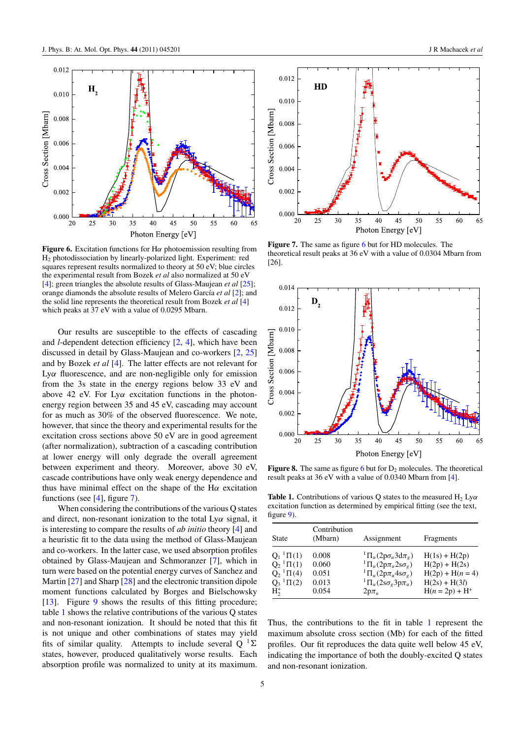**Figure 6.** Excitation functions for H$\alpha$ photoemission resulting from $H_2$ photodissociation by linearly-polarized light. Experiment: red squares represent results normalized to theory at 50 eV; blue circles the experimental result from Bozek *et al* also normalized at 50 eV [4]; green triangles the absolute results of Glass-Maujean *et al* [25]; orange diamonds the absolute results of Melero García *et al* [2]; and the solid line represents the theoretical result from Bozek *et al* [4] which peaks at 37 eV with a value of 0.0295 Mbarn.

**Figure 7.** The same as figure 6 but for HD molecules. The theoretical result peaks at 36 eV with a value of 0.0304 Mbarn from [26].

**Figure 8.** The same as figure 6 but for $D_2$ molecules. The theoretical result peaks at 36 eV with a value of 0.0340 Mbarn from [4].

Our results are susceptible to the effects of cascading and *l*-dependent detection efficiency [2, 4], which have been discussed in detail by Glass-Maujean and co-workers [2, 25] and by Bozek *et al* [4]. The latter effects are not relevant for Ly$\alpha$ fluorescence, and are non-negligible only for emission from the 3s state in the energy regions below 33 eV and above 42 eV. For Ly$\alpha$ excitation functions in the photon-energy region between 35 and 45 eV, cascading may account for as much as 30% of the observed fluorescence. We note, however, that since the theory and experimental results for the excitation cross sections above 50 eV are in good agreement (after normalization), subtraction of a cascading contribution at lower energy will only degrade the overall agreement between experiment and theory. Moreover, above 30 eV, cascade contributions have only weak energy dependence and thus have minimal effect on the shape of the H$\alpha$ excitation functions (see [4], figure 7).

When considering the contributions of the various Q states and direct, non-resonant ionization to the total Ly$\alpha$ signal, it is interesting to compare the results of *ab initio* theory [4] and a heuristic fit to the data using the method of Glass-Maujean and co-workers. In the latter case, we used absorption profiles obtained by Glass-Maujean and Schmoranzer [7], which in turn were based on the potential energy curves of Sanchez and Martin [27] and Sharp [28] and the electronic transition dipole moment functions calculated by Borges and Bielschowsky [13]. Figure 9 shows the results of this fitting procedure; table 1 shows the relative contributions of the various Q states and non-resonant ionization. It should be noted that this fit is not unique and other combinations of states may yield fits of similar quality. Attempts to include several Q $^1\Sigma$ states, however, produced qualitatively worse results. Each absorption profile was normalized to unity at its maximum.

**Table 1.** Contributions of various Q states to the measured $H_2$ Ly$\alpha$ excitation function as determined by empirical fitting (see the text, figure 9).

| State | Contribution (Mbarn) | Assignment | Fragments |
|---|---|---|---|
| $Q_1\ ^1\Pi(1)$ | 0.008 | $^1\Pi_u(2p\sigma_u 3d\pi_g)$ | H(1s) + H(2p) |
| $Q_2\ ^1\Pi(1)$ | 0.060 | $^1\Pi_u(2p\pi_u 2s\sigma_g)$ | H(2p) + H(2s) |
| $Q_2\ ^1\Pi(4)$ | 0.051 | $^1\Pi_u(2p\pi_u 4s\sigma_g)$ | H(2p) + H($n$ = 4) |
| $Q_3\ ^1\Pi(2)$ | 0.013 | $^1\Pi_u(2s\sigma_g 3p\pi_u)$ | H(2s) + H(3$l$) |
| $H_2^+$ | 0.054 | $2p\pi_u$ | H($n$ = 2p) + $H^+$ |

Thus, the contributions to the fit in table 1 represent the maximum absolute cross section (Mb) for each of the fitted profiles. Our fit reproduces the data quite well below 45 eV, indicating the importance of both the doubly-excited Q states and non-resonant ionization.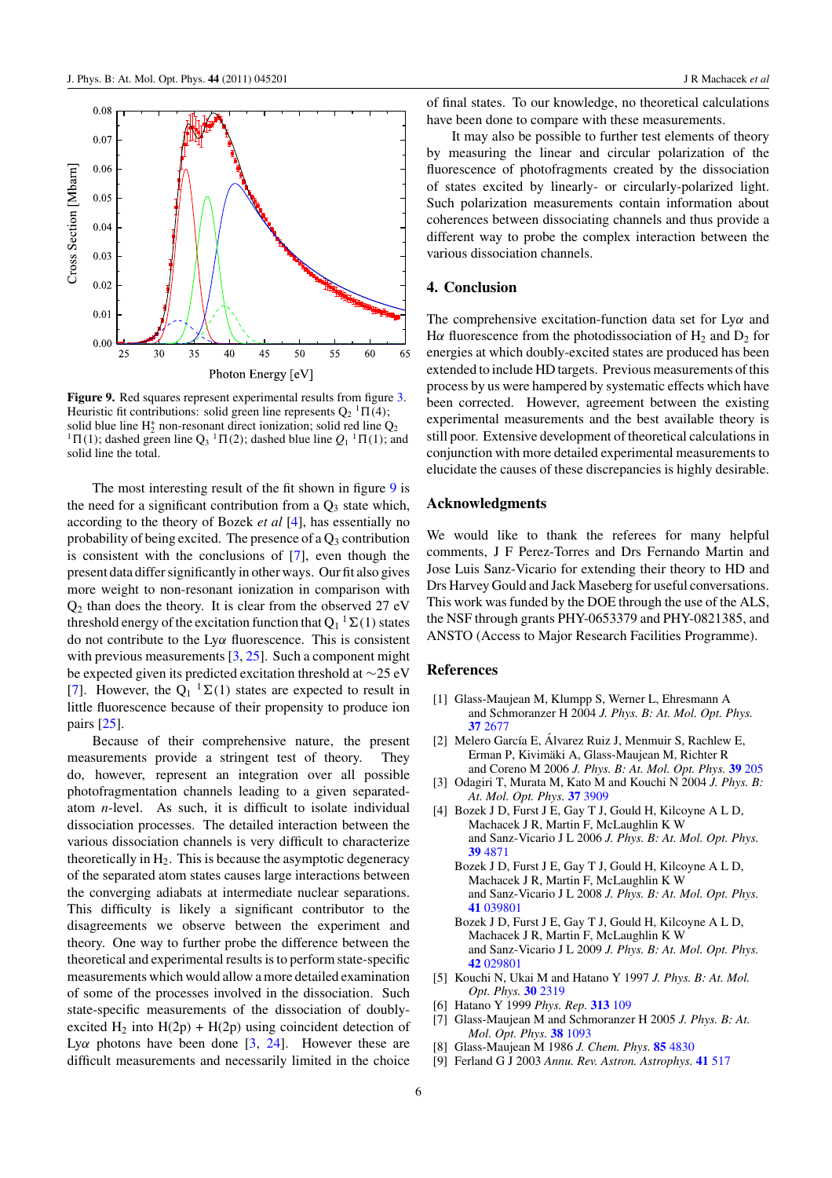**Figure 9.** Red squares represent experimental results from figure 3. Heuristic fit contributions: solid green line represents $Q_2$ $^1\Pi(4)$; solid blue line $H_2^+$ non-resonant direct ionization; solid red line $Q_2$ $^1\Pi(1)$; dashed green line $Q_3$ $^1\Pi(2)$; dashed blue line $Q_1$ $^1\Pi(1)$; and solid line the total.

The most interesting result of the fit shown in figure 9 is the need for a significant contribution from a $Q_3$ state which, according to the theory of Bozek *et al* [4], has essentially no probability of being excited. The presence of a $Q_3$ contribution is consistent with the conclusions of [7], even though the present data differ significantly in other ways. Our fit also gives more weight to non-resonant ionization in comparison with $Q_2$ than does the theory. It is clear from the observed 27 eV threshold energy of the excitation function that $Q_1$ $^1\Sigma(1)$ states do not contribute to the Ly$\alpha$ fluorescence. This is consistent with previous measurements [3, 25]. Such a component might be expected given its predicted excitation threshold at ~25 eV [7]. However, the $Q_1$ $^1\Sigma(1)$ states are expected to result in little fluorescence because of their propensity to produce ion pairs [25].

Because of their comprehensive nature, the present measurements provide a stringent test of theory. They do, however, represent an integration over all possible photofragmentation channels leading to a given separated-atom *n*-level. As such, it is difficult to isolate individual dissociation processes. The detailed interaction between the various dissociation channels is very difficult to characterize theoretically in $H_2$. This is because the asymptotic degeneracy of the separated atom states causes large interactions between the converging adiabats at intermediate nuclear separations. This difficulty is likely a significant contributor to the disagreements we observe between the experiment and theory. One way to further probe the difference between the theoretical and experimental results is to perform state-specific measurements which would allow a more detailed examination of some of the processes involved in the dissociation. Such state-specific measurements of the dissociation of doubly-excited $H_2$ into H(2p) + H(2p) using coincident detection of Ly$\alpha$ photons have been done [3, 24]. However these are difficult measurements and necessarily limited in the choice of final states. To our knowledge, no theoretical calculations have been done to compare with these measurements.

It may also be possible to further test elements of theory by measuring the linear and circular polarization of the fluorescence of photofragments created by the dissociation of states excited by linearly- or circularly-polarized light. Such polarization measurements contain information about coherences between dissociating channels and thus provide a different way to probe the complex interaction between the various dissociation channels.

## 4. Conclusion

The comprehensive excitation-function data set for Ly$\alpha$ and H$\alpha$ fluorescence from the photodissociation of $H_2$ and $D_2$ for energies at which doubly-excited states are produced has been extended to include HD targets. Previous measurements of this process by us were hampered by systematic effects which have been corrected. However, agreement between the existing experimental measurements and the best available theory is still poor. Extensive development of theoretical calculations in conjunction with more detailed experimental measurements to elucidate the causes of these discrepancies is highly desirable.

## Acknowledgments

We would like to thank the referees for many helpful comments, J F Perez-Torres and Drs Fernando Martin and Jose Luis Sanz-Vicario for extending their theory to HD and Drs Harvey Gould and Jack Maseberg for useful conversations. This work was funded by the DOE through the use of the ALS, the NSF through grants PHY-0653379 and PHY-0821385, and ANSTO (Access to Major Research Facilities Programme).

## References

[1] Glass-Maujean M, Klumpp S, Werner L, Ehresmann A and Schmoranzer H 2004 *J. Phys. B: At. Mol. Opt. Phys.* **37** 2677

[2] Melero García E, Álvarez Ruiz J, Menmuir S, Rachlew E, Erman P, Kivimäki A, Glass-Maujean M, Richter R and Coreno M 2006 *J. Phys. B: At. Mol. Opt. Phys.* **39** 205

[3] Odagiri T, Murata M, Kato M and Kouchi N 2004 *J. Phys. B: At. Mol. Opt. Phys.* **37** 3909

[4] Bozek J D, Furst J E, Gay T J, Gould H, Kilcoyne A L D, Machacek J R, Martin F, McLaughlin K W and Sanz-Vicario J L 2006 *J. Phys. B: At. Mol. Opt. Phys.* **39** 4871
Bozek J D, Furst J E, Gay T J, Gould H, Kilcoyne A L D, Machacek J R, Martin F, McLaughlin K W and Sanz-Vicario J L 2008 *J. Phys. B: At. Mol. Opt. Phys.* **41** 039801
Bozek J D, Furst J E, Gay T J, Gould H, Kilcoyne A L D, Machacek J R, Martin F, McLaughlin K W and Sanz-Vicario J L 2009 *J. Phys. B: At. Mol. Opt. Phys.* **42** 029801

[5] Kouchi N, Ukai M and Hatano Y 1997 *J. Phys. B: At. Mol. Opt. Phys.* **30** 2319

[6] Hatano Y 1999 *Phys. Rep.* **313** 109

[7] Glass-Maujean M and Schmoranzer H 2005 *J. Phys. B: At. Mol. Opt. Phys.* **38** 1093

[8] Glass-Maujean M 1986 *J. Chem. Phys.* **85** 4830

[9] Ferland G J 2003 *Annu. Rev. Astron. Astrophys.* **41** 517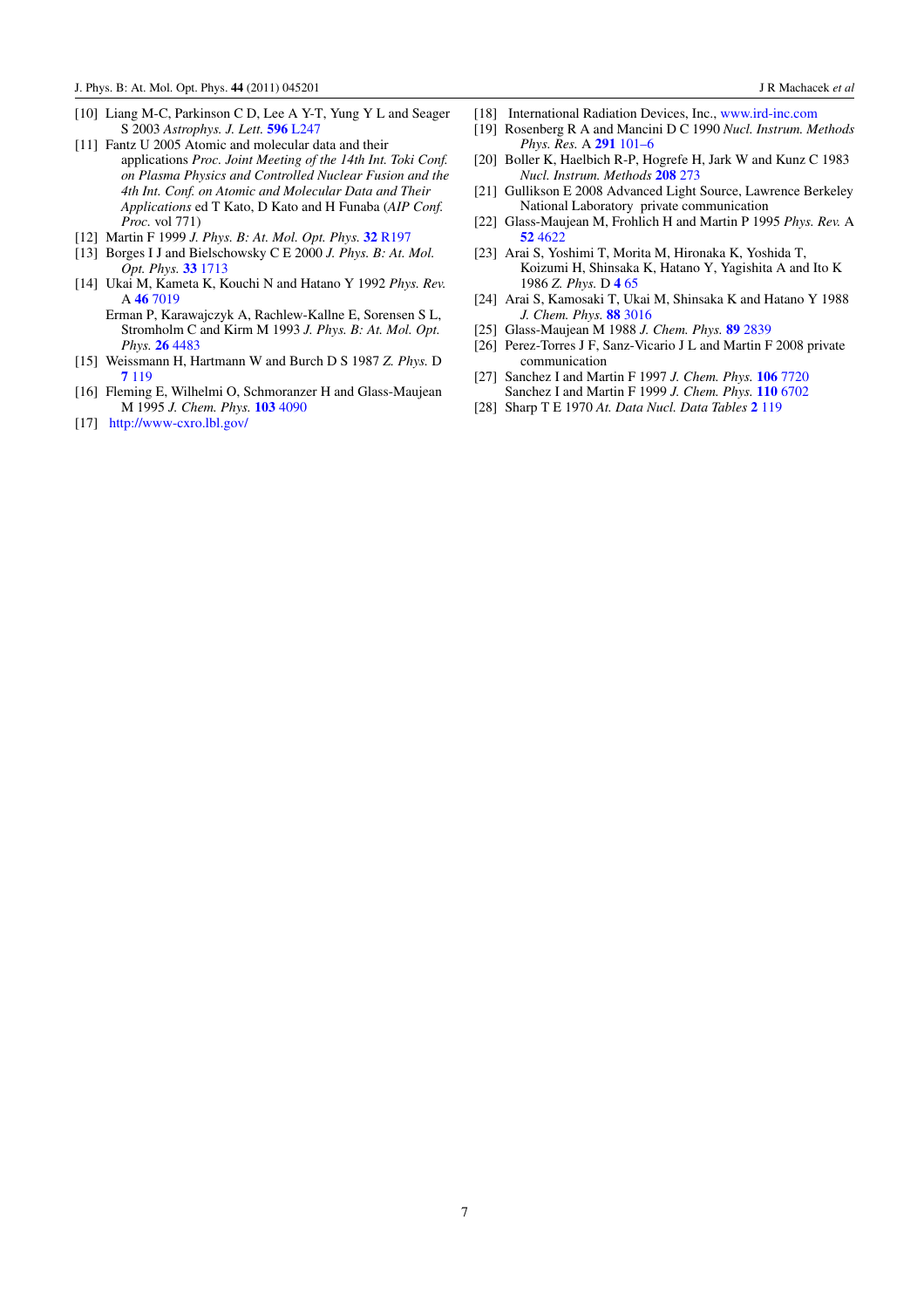[10] Liang M-C, Parkinson C D, Lee A Y-T, Yung Y L and Seager S 2003 *Astrophys. J. Lett.* **596** L247

[11] Fantz U 2005 Atomic and molecular data and their applications *Proc. Joint Meeting of the 14th Int. Toki Conf. on Plasma Physics and Controlled Nuclear Fusion and the 4th Int. Conf. on Atomic and Molecular Data and Their Applications* ed T Kato, D Kato and H Funaba (*AIP Conf. Proc.* vol 771)

[12] Martin F 1999 *J. Phys. B: At. Mol. Opt. Phys.* **32** R197

[13] Borges I J and Bielschowsky C E 2000 *J. Phys. B: At. Mol. Opt. Phys.* **33** 1713

[14] Ukai M, Kameta K, Kouchi N and Hatano Y 1992 *Phys. Rev.* A **46** 7019
Erman P, Karawajczyk A, Rachlew-Kallne E, Sorensen S L, Stromholm C and Kirm M 1993 *J. Phys. B: At. Mol. Opt. Phys.* **26** 4483

[15] Weissmann H, Hartmann W and Burch D S 1987 *Z. Phys.* D **7** 119

[16] Fleming E, Wilhelmi O, Schmoranzer H and Glass-Maujean M 1995 *J. Chem. Phys.* **103** 4090

[17] http://www-cxro.lbl.gov/

[18] International Radiation Devices, Inc., www.ird-inc.com

[19] Rosenberg R A and Mancini D C 1990 *Nucl. Instrum. Methods Phys. Res.* A **291** 101–6

[20] Boller K, Haelbich R-P, Hogrefe H, Jark W and Kunz C 1983 *Nucl. Instrum. Methods* **208** 273

[21] Gullikson E 2008 Advanced Light Source, Lawrence Berkeley National Laboratory private communication

[22] Glass-Maujean M, Frohlich H and Martin P 1995 *Phys. Rev.* A **52** 4622

[23] Arai S, Yoshimi T, Morita M, Hironaka K, Yoshida T, Koizumi H, Shinsaka K, Hatano Y, Yagishita A and Ito K 1986 *Z. Phys.* D **4** 65

[24] Arai S, Kamosaki T, Ukai M, Shinsaka K and Hatano Y 1988 *J. Chem. Phys.* **88** 3016

[25] Glass-Maujean M 1988 *J. Chem. Phys.* **89** 2839

[26] Perez-Torres J F, Sanz-Vicario J L and Martin F 2008 private communication

[27] Sanchez I and Martin F 1997 *J. Chem. Phys.* **106** 7720
Sanchez I and Martin F 1999 *J. Chem. Phys.* **110** 6702

[28] Sharp T E 1970 *At. Data Nucl. Data Tables* **2** 119